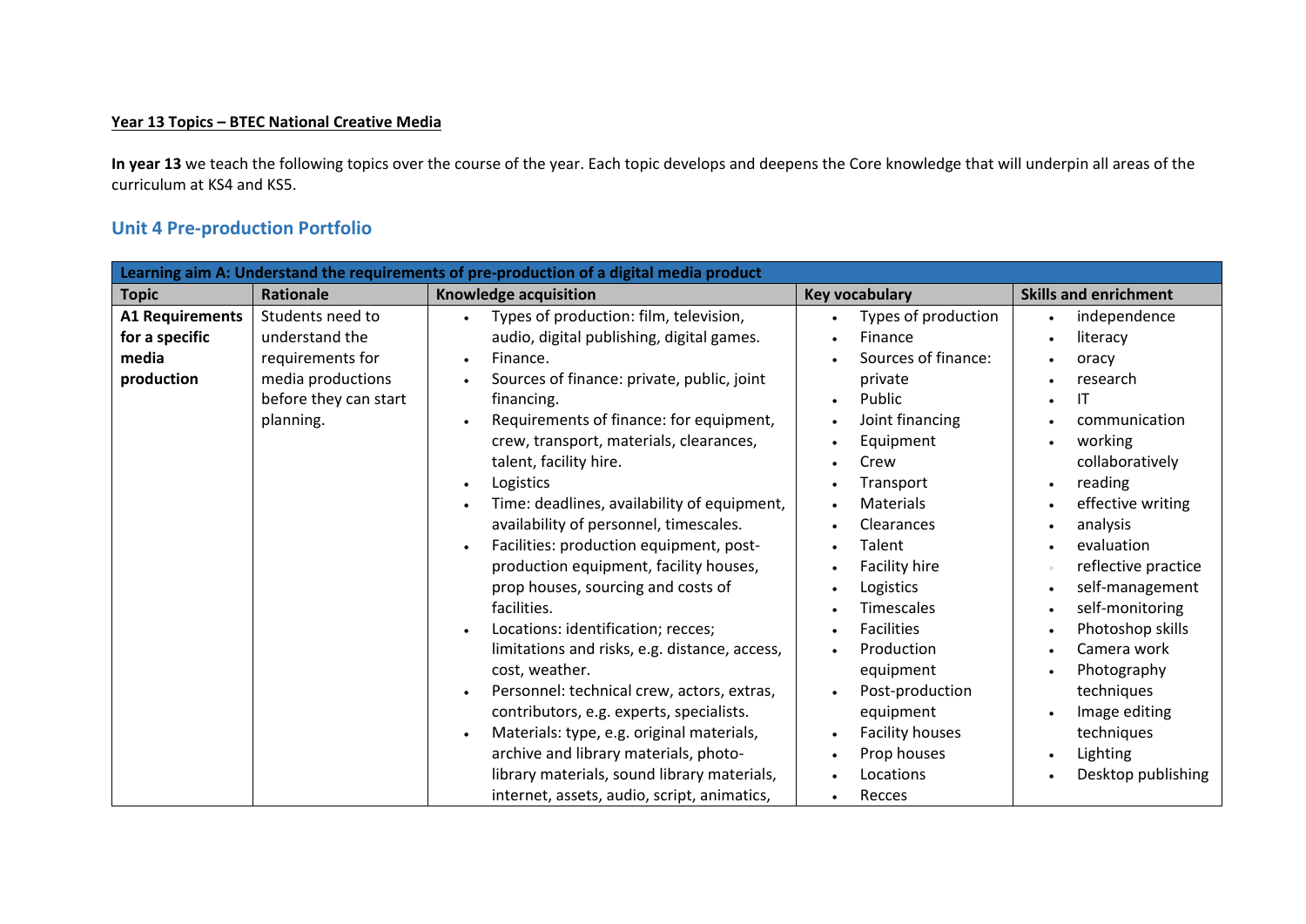**Year 13 Topics – BTEC National Creative Media**

**In year 13** we teach the following topics over the course of the year. Each topic develops and deepens the Core knowledge that will underpin all areas of the curriculum at KS4 and KS5.

## Unit 4 Pre-production Portfolio

| Learning aim A: Understand the requirements of pre-production of a digital media product | | | | |
|---|---|---|---|---|
| **Topic** | **Rationale** | **Knowledge acquisition** | **Key vocabulary** | **Skills and enrichment** |
| **A1 Requirements for a specific media production** | Students need to understand the requirements for media productions before they can start planning. | • Types of production: film, television, audio, digital publishing, digital games.<br>• Finance.<br>• Sources of finance: private, public, joint financing.<br>• Requirements of finance: for equipment, crew, transport, materials, clearances, talent, facility hire.<br>• Logistics<br>• Time: deadlines, availability of equipment, availability of personnel, timescales.<br>• Facilities: production equipment, post-production equipment, facility houses, prop houses, sourcing and costs of facilities.<br>• Locations: identification; recces; limitations and risks, e.g. distance, access, cost, weather.<br>• Personnel: technical crew, actors, extras, contributors, e.g. experts, specialists.<br>• Materials: type, e.g. original materials, archive and library materials, photo-library materials, sound library materials, internet, assets, audio, script, animatics, | • Types of production<br>• Finance<br>• Sources of finance: private<br>• Public<br>• Joint financing<br>• Equipment<br>• Crew<br>• Transport<br>• Materials<br>• Clearances<br>• Talent<br>• Facility hire<br>• Logistics<br>• Timescales<br>• Facilities<br>• Production equipment<br>• Post-production equipment<br>• Facility houses<br>• Prop houses<br>• Locations<br>• Recces | • independence<br>• literacy<br>• oracy<br>• research<br>• IT<br>• communication<br>• working collaboratively<br>• reading<br>• effective writing<br>• analysis<br>• evaluation<br>• reflective practice<br>• self-management<br>• self-monitoring<br>• Photoshop skills<br>• Camera work<br>• Photography techniques<br>• Image editing techniques<br>• Lighting<br>• Desktop publishing |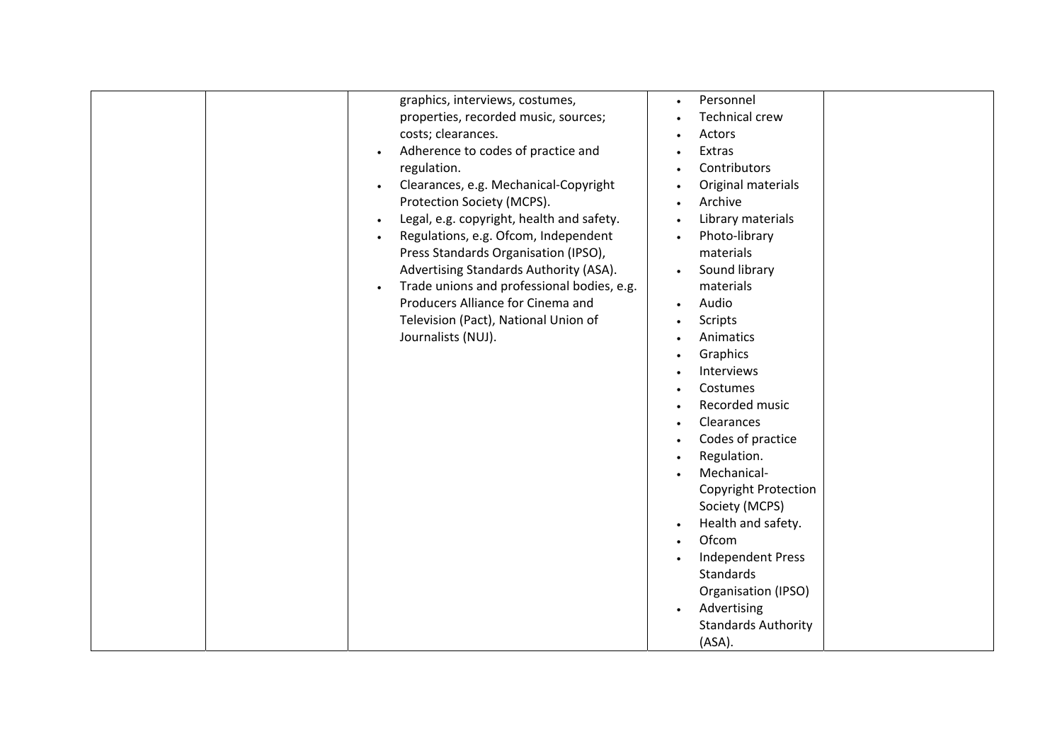| | | | | |
|---|---|---|---|---|
| | | graphics, interviews, costumes, properties, recorded music, sources; costs; clearances.<br>• Adherence to codes of practice and regulation.<br>• Clearances, e.g. Mechanical-Copyright Protection Society (MCPS).<br>• Legal, e.g. copyright, health and safety.<br>• Regulations, e.g. Ofcom, Independent Press Standards Organisation (IPSO), Advertising Standards Authority (ASA).<br>• Trade unions and professional bodies, e.g. Producers Alliance for Cinema and Television (Pact), National Union of Journalists (NUJ). | • Personnel<br>• Technical crew<br>• Actors<br>• Extras<br>• Contributors<br>• Original materials<br>• Archive<br>• Library materials<br>• Photo-library materials<br>• Sound library materials<br>• Audio<br>• Scripts<br>• Animatics<br>• Graphics<br>• Interviews<br>• Costumes<br>• Recorded music<br>• Clearances<br>• Codes of practice<br>• Regulation.<br>• Mechanical-Copyright Protection Society (MCPS)<br>• Health and safety.<br>• Ofcom<br>• Independent Press Standards Organisation (IPSO)<br>• Advertising Standards Authority (ASA). | |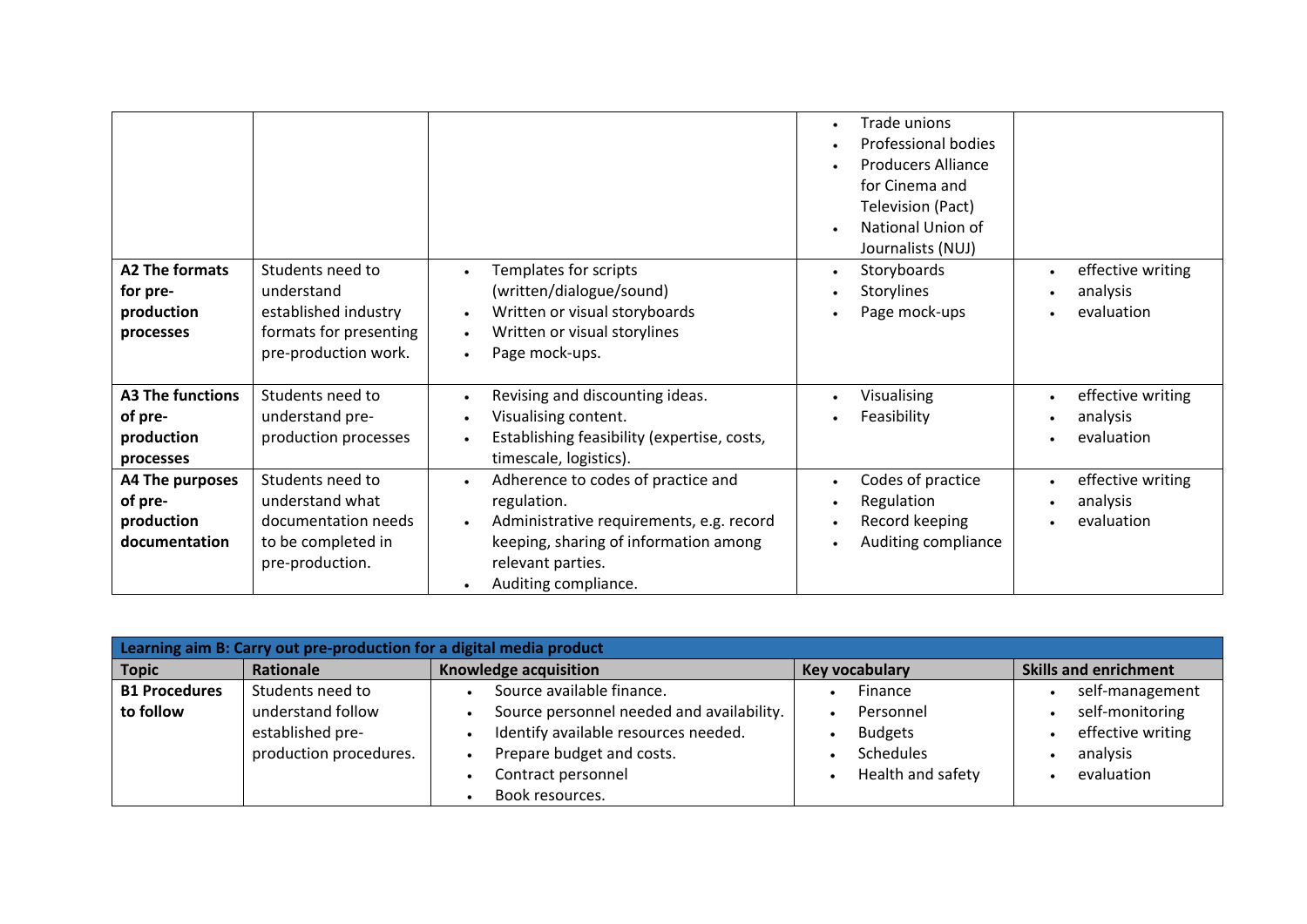|  |  |  |  |  |
|---|---|---|---|---|
|  |  |  | • Trade unions<br>• Professional bodies<br>• Producers Alliance for Cinema and Television (Pact)<br>• National Union of Journalists (NUJ) |  |
| **A2 The formats for pre-production processes** | Students need to understand established industry formats for presenting pre-production work. | • Templates for scripts (written/dialogue/sound)<br>• Written or visual storyboards<br>• Written or visual storylines<br>• Page mock-ups. | • Storyboards<br>• Storylines<br>• Page mock-ups | • effective writing<br>• analysis<br>• evaluation |
| **A3 The functions of pre-production processes** | Students need to understand pre-production processes | • Revising and discounting ideas.<br>• Visualising content.<br>• Establishing feasibility (expertise, costs, timescale, logistics). | • Visualising<br>• Feasibility | • effective writing<br>• analysis<br>• evaluation |
| **A4 The purposes of pre-production documentation** | Students need to understand what documentation needs to be completed in pre-production. | • Adherence to codes of practice and regulation.<br>• Administrative requirements, e.g. record keeping, sharing of information among relevant parties.<br>• Auditing compliance. | • Codes of practice<br>• Regulation<br>• Record keeping<br>• Auditing compliance | • effective writing<br>• analysis<br>• evaluation |

| **Learning aim B: Carry out pre-production for a digital media product** | | | | |
|---|---|---|---|---|
| **Topic** | **Rationale** | **Knowledge acquisition** | **Key vocabulary** | **Skills and enrichment** |
| **B1 Procedures to follow** | Students need to understand follow established pre-production procedures. | • Source available finance.<br>• Source personnel needed and availability.<br>• Identify available resources needed.<br>• Prepare budget and costs.<br>• Contract personnel<br>• Book resources. | • Finance<br>• Personnel<br>• Budgets<br>• Schedules<br>• Health and safety | • self-management<br>• self-monitoring<br>• effective writing<br>• analysis<br>• evaluation |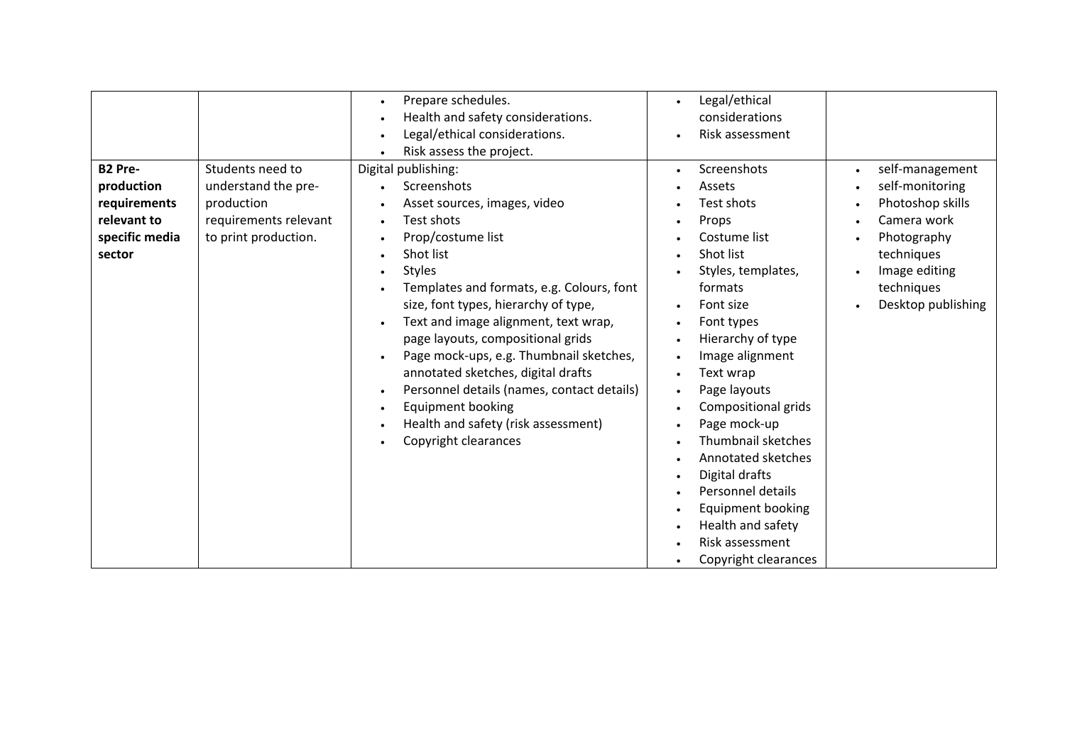| | | | | |
|---|---|---|---|---|
| | | • Prepare schedules.<br>• Health and safety considerations.<br>• Legal/ethical considerations.<br>• Risk assess the project. | • Legal/ethical considerations<br>• Risk assessment | |
| **B2 Pre-production requirements relevant to specific media sector** | Students need to understand the pre-production requirements relevant to print production. | Digital publishing:<br>• Screenshots<br>• Asset sources, images, video<br>• Test shots<br>• Prop/costume list<br>• Shot list<br>• Styles<br>• Templates and formats, e.g. Colours, font size, font types, hierarchy of type,<br>• Text and image alignment, text wrap, page layouts, compositional grids<br>• Page mock-ups, e.g. Thumbnail sketches, annotated sketches, digital drafts<br>• Personnel details (names, contact details)<br>• Equipment booking<br>• Health and safety (risk assessment)<br>• Copyright clearances | • Screenshots<br>• Assets<br>• Test shots<br>• Props<br>• Costume list<br>• Shot list<br>• Styles, templates, formats<br>• Font size<br>• Font types<br>• Hierarchy of type<br>• Image alignment<br>• Text wrap<br>• Page layouts<br>• Compositional grids<br>• Page mock-up<br>• Thumbnail sketches<br>• Annotated sketches<br>• Digital drafts<br>• Personnel details<br>• Equipment booking<br>• Health and safety<br>• Risk assessment<br>• Copyright clearances | • self-management<br>• self-monitoring<br>• Photoshop skills<br>• Camera work<br>• Photography techniques<br>• Image editing techniques<br>• Desktop publishing |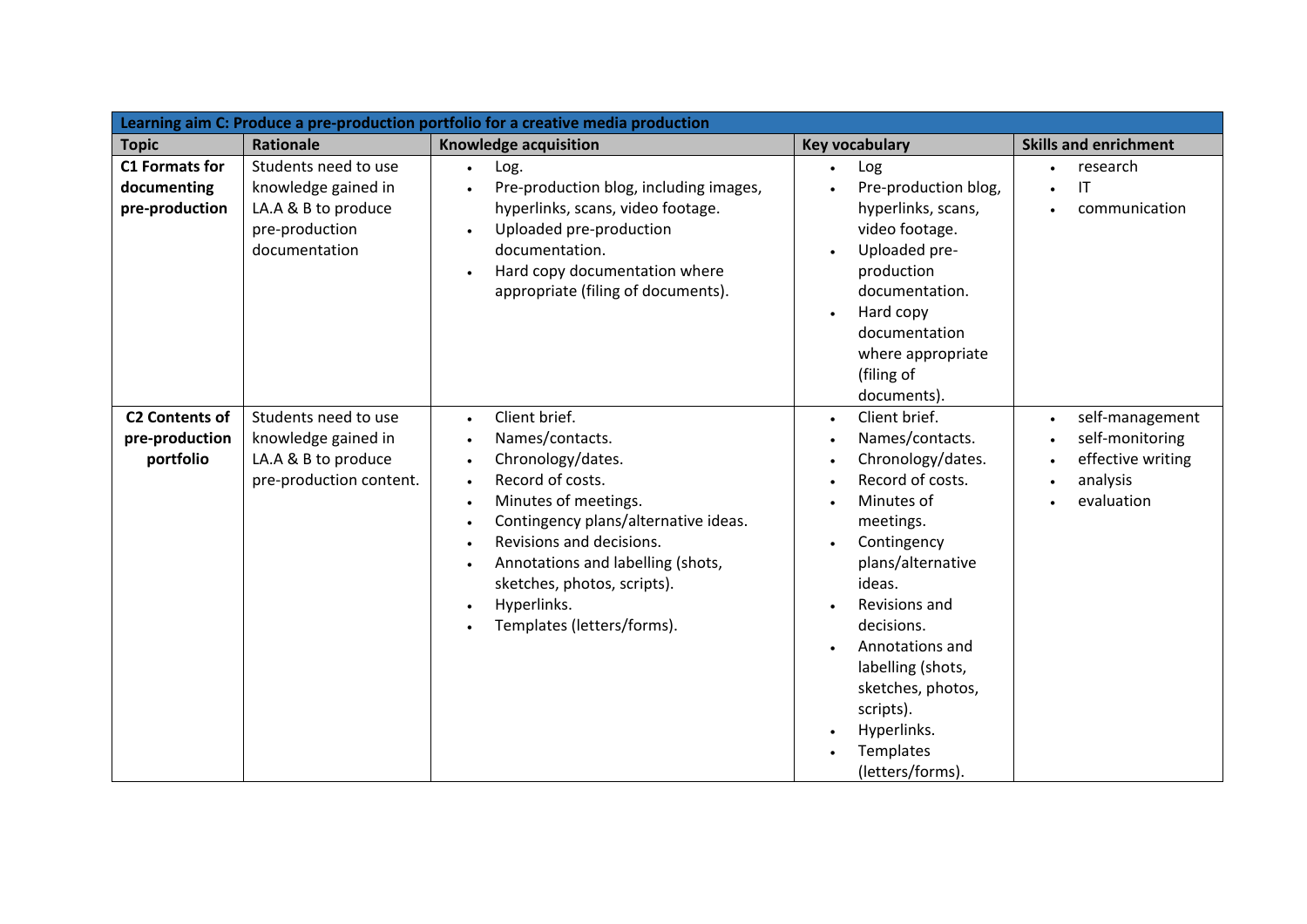| Learning aim C: Produce a pre-production portfolio for a creative media production | | | | |
|---|---|---|---|---|
| **Topic** | **Rationale** | **Knowledge acquisition** | **Key vocabulary** | **Skills and enrichment** |
| **C1 Formats for documenting pre-production** | Students need to use knowledge gained in LA.A & B to produce pre-production documentation | • Log.<br>• Pre-production blog, including images, hyperlinks, scans, video footage.<br>• Uploaded pre-production documentation.<br>• Hard copy documentation where appropriate (filing of documents). | • Log<br>• Pre-production blog, hyperlinks, scans, video footage.<br>• Uploaded pre-production documentation.<br>• Hard copy documentation where appropriate (filing of documents). | • research<br>• IT<br>• communication |
| **C2 Contents of pre-production portfolio** | Students need to use knowledge gained in LA.A & B to produce pre-production content. | • Client brief.<br>• Names/contacts.<br>• Chronology/dates.<br>• Record of costs.<br>• Minutes of meetings.<br>• Contingency plans/alternative ideas.<br>• Revisions and decisions.<br>• Annotations and labelling (shots, sketches, photos, scripts).<br>• Hyperlinks.<br>• Templates (letters/forms). | • Client brief.<br>• Names/contacts.<br>• Chronology/dates.<br>• Record of costs.<br>• Minutes of meetings.<br>• Contingency plans/alternative ideas.<br>• Revisions and decisions.<br>• Annotations and labelling (shots, sketches, photos, scripts).<br>• Hyperlinks.<br>• Templates (letters/forms). | • self-management<br>• self-monitoring<br>• effective writing<br>• analysis<br>• evaluation |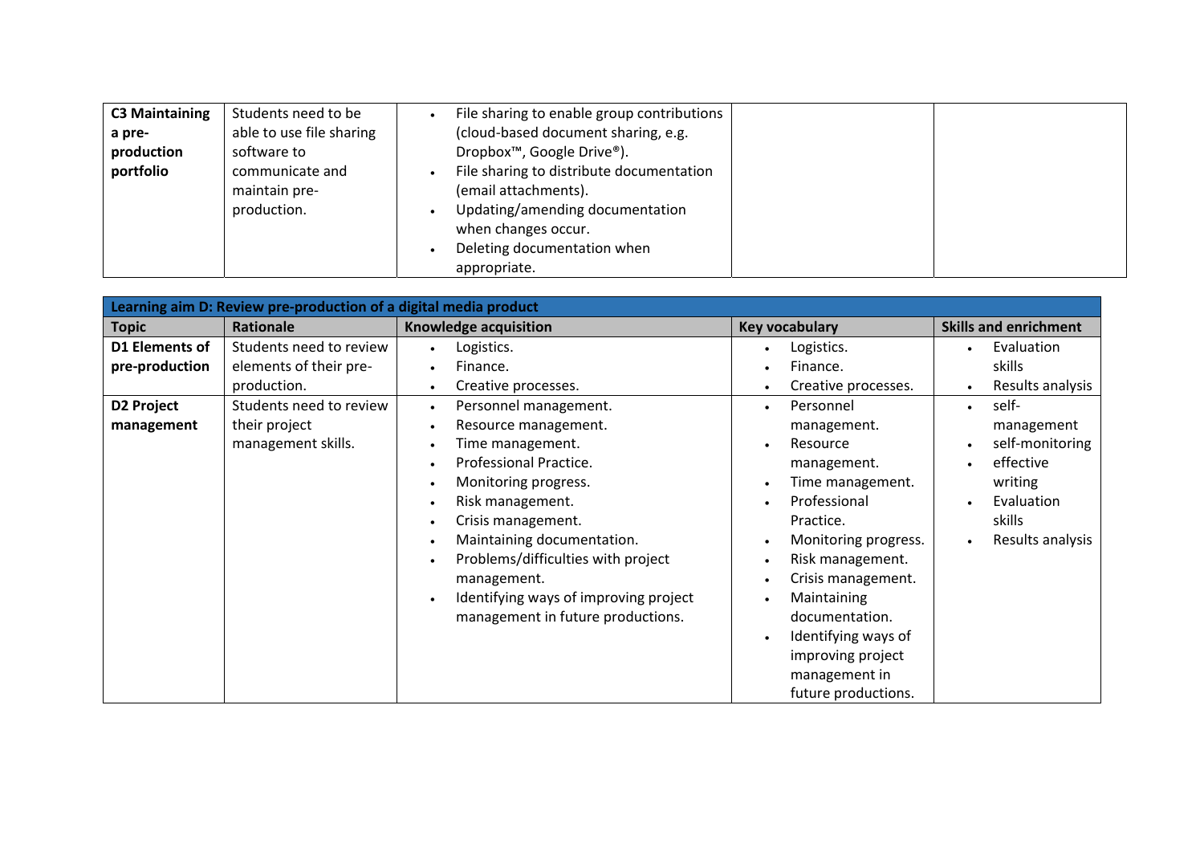| | | | | |
|---|---|---|---|---|
| **C3 Maintaining a pre-production portfolio** | Students need to be able to use file sharing software to communicate and maintain pre-production. | • File sharing to enable group contributions (cloud-based document sharing, e.g. Dropbox™, Google Drive®).<br>• File sharing to distribute documentation (email attachments).<br>• Updating/amending documentation when changes occur.<br>• Deleting documentation when appropriate. | | |

| **Learning aim D: Review pre-production of a digital media product** | | | | |
|---|---|---|---|---|
| **Topic** | **Rationale** | **Knowledge acquisition** | **Key vocabulary** | **Skills and enrichment** |
| **D1 Elements of pre-production** | Students need to review elements of their pre-production. | • Logistics.<br>• Finance.<br>• Creative processes. | • Logistics.<br>• Finance.<br>• Creative processes. | • Evaluation skills<br>• Results analysis |
| **D2 Project management** | Students need to review their project management skills. | • Personnel management.<br>• Resource management.<br>• Time management.<br>• Professional Practice.<br>• Monitoring progress.<br>• Risk management.<br>• Crisis management.<br>• Maintaining documentation.<br>• Problems/difficulties with project management.<br>• Identifying ways of improving project management in future productions. | • Personnel management.<br>• Resource management.<br>• Time management.<br>• Professional Practice.<br>• Monitoring progress.<br>• Risk management.<br>• Crisis management.<br>• Maintaining documentation.<br>• Identifying ways of improving project management in future productions. | • self-management<br>• self-monitoring<br>• effective writing<br>• Evaluation skills<br>• Results analysis |